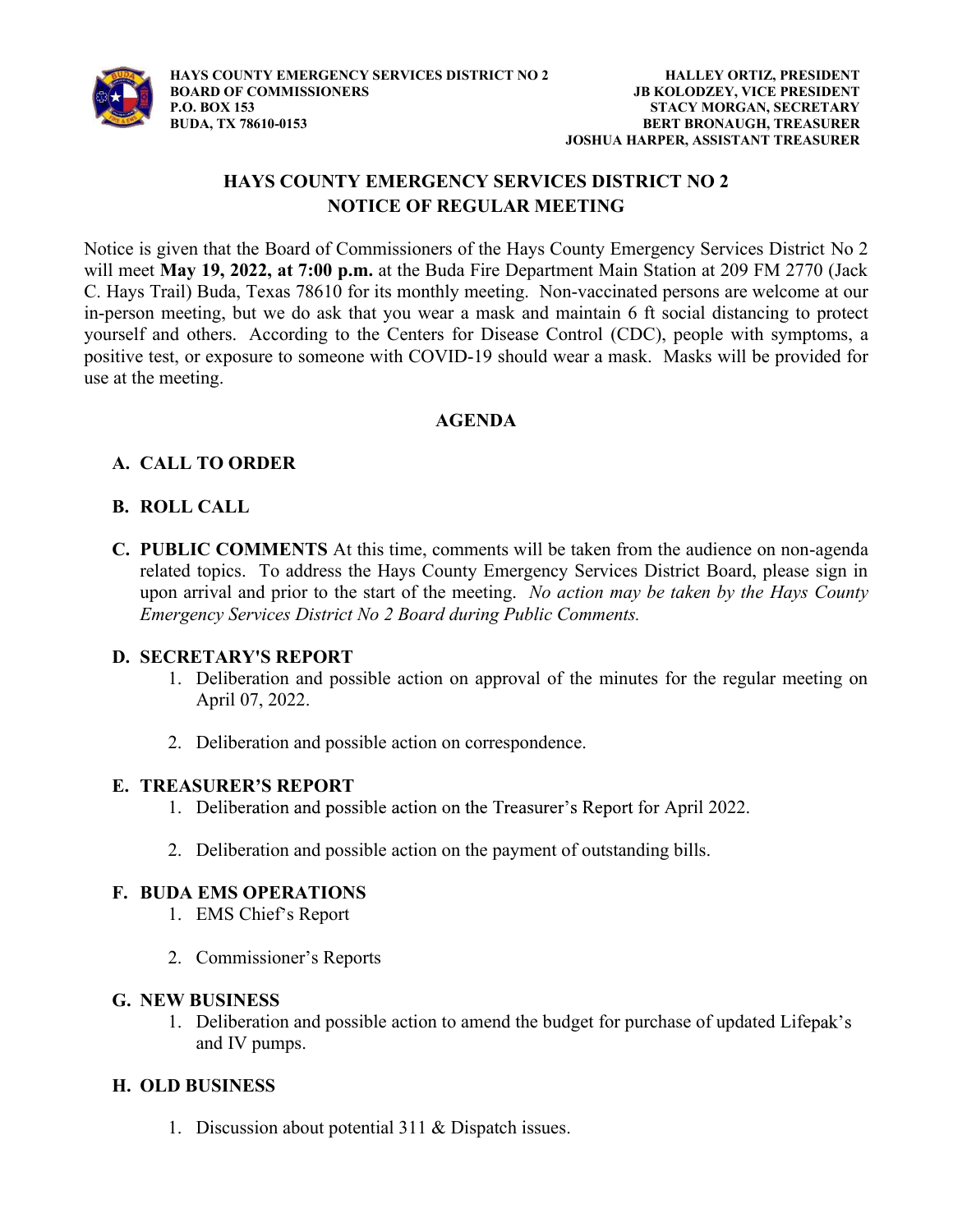**HAYS COUNTY EMERGENCY SERVICES DISTRICT NO 2**
**BOARD OF COMMISSIONERS**
**P.O. BOX 153**
**BUDA, TX 78610-0153**

**HALLEY ORTIZ, PRESIDENT**
**JB KOLODZEY, VICE PRESIDENT**
**STACY MORGAN, SECRETARY**
**BERT BRONAUGH, TREASURER**
**JOSHUA HARPER, ASSISTANT TREASURER**

# HAYS COUNTY EMERGENCY SERVICES DISTRICT NO 2
## NOTICE OF REGULAR MEETING

Notice is given that the Board of Commissioners of the Hays County Emergency Services District No 2 will meet **May 19, 2022, at 7:00 p.m.** at the Buda Fire Department Main Station at 209 FM 2770 (Jack C. Hays Trail) Buda, Texas 78610 for its monthly meeting. Non-vaccinated persons are welcome at our in-person meeting, but we do ask that you wear a mask and maintain 6 ft social distancing to protect yourself and others. According to the Centers for Disease Control (CDC), people with symptoms, a positive test, or exposure to someone with COVID-19 should wear a mask. Masks will be provided for use at the meeting.

## AGENDA

**A. CALL TO ORDER**

**B. ROLL CALL**

**C. PUBLIC COMMENTS** At this time, comments will be taken from the audience on non-agenda related topics. To address the Hays County Emergency Services District Board, please sign in upon arrival and prior to the start of the meeting. *No action may be taken by the Hays County Emergency Services District No 2 Board during Public Comments.*

**D. SECRETARY'S REPORT**

1. Deliberation and possible action on approval of the minutes for the regular meeting on April 07, 2022.
2. Deliberation and possible action on correspondence.

**E. TREASURER'S REPORT**

1. Deliberation and possible action on the Treasurer's Report for April 2022.
2. Deliberation and possible action on the payment of outstanding bills.

**F. BUDA EMS OPERATIONS**

1. EMS Chief's Report
2. Commissioner's Reports

**G. NEW BUSINESS**

1. Deliberation and possible action to amend the budget for purchase of updated Lifepak's and IV pumps.

**H. OLD BUSINESS**

1. Discussion about potential 311 & Dispatch issues.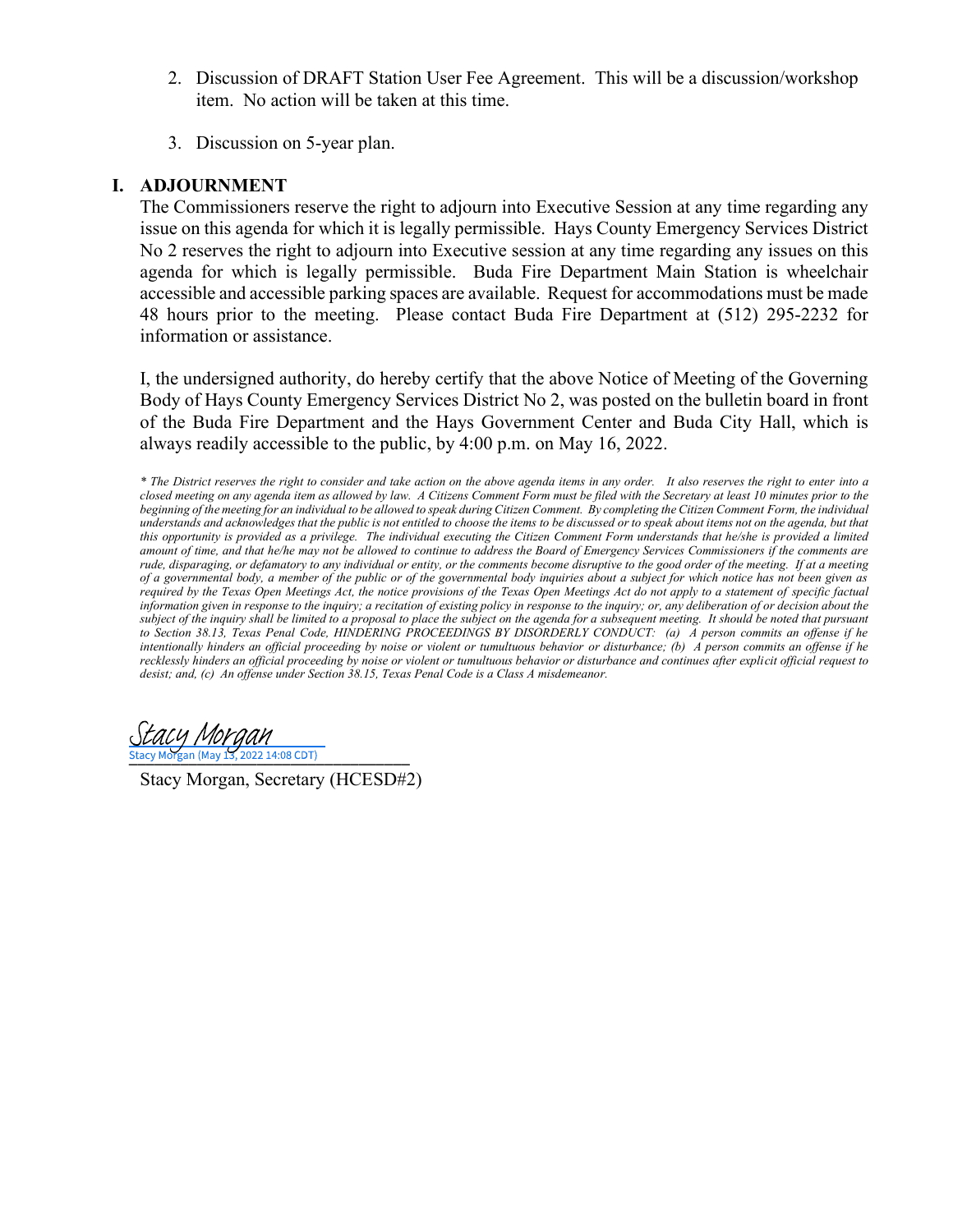2. Discussion of DRAFT Station User Fee Agreement. This will be a discussion/workshop item. No action will be taken at this time.

3. Discussion on 5-year plan.

## I. ADJOURNMENT

The Commissioners reserve the right to adjourn into Executive Session at any time regarding any issue on this agenda for which it is legally permissible. Hays County Emergency Services District No 2 reserves the right to adjourn into Executive session at any time regarding any issues on this agenda for which is legally permissible. Buda Fire Department Main Station is wheelchair accessible and accessible parking spaces are available. Request for accommodations must be made 48 hours prior to the meeting. Please contact Buda Fire Department at (512) 295-2232 for information or assistance.

I, the undersigned authority, do hereby certify that the above Notice of Meeting of the Governing Body of Hays County Emergency Services District No 2, was posted on the bulletin board in front of the Buda Fire Department and the Hays Government Center and Buda City Hall, which is always readily accessible to the public, by 4:00 p.m. on May 16, 2022.

*\* The District reserves the right to consider and take action on the above agenda items in any order. It also reserves the right to enter into a closed meeting on any agenda item as allowed by law. A Citizens Comment Form must be filed with the Secretary at least 10 minutes prior to the beginning of the meeting for an individual to be allowed to speak during Citizen Comment. By completing the Citizen Comment Form, the individual understands and acknowledges that the public is not entitled to choose the items to be discussed or to speak about items not on the agenda, but that this opportunity is provided as a privilege. The individual executing the Citizen Comment Form understands that he/she is provided a limited amount of time, and that he/he may not be allowed to continue to address the Board of Emergency Services Commissioners if the comments are rude, disparaging, or defamatory to any individual or entity, or the comments become disruptive to the good order of the meeting. If at a meeting of a governmental body, a member of the public or of the governmental body inquiries about a subject for which notice has not been given as required by the Texas Open Meetings Act, the notice provisions of the Texas Open Meetings Act do not apply to a statement of specific factual information given in response to the inquiry; a recitation of existing policy in response to the inquiry; or, any deliberation of or decision about the subject of the inquiry shall be limited to a proposal to place the subject on the agenda for a subsequent meeting. It should be noted that pursuant to Section 38.13, Texas Penal Code, HINDERING PROCEEDINGS BY DISORDERLY CONDUCT: (a) A person commits an offense if he intentionally hinders an official proceeding by noise or violent or tumultuous behavior or disturbance; (b) A person commits an offense if he recklessly hinders an official proceeding by noise or violent or tumultuous behavior or disturbance and continues after explicit official request to desist; and, (c) An offense under Section 38.15, Texas Penal Code is a Class A misdemeanor.*

Stacy Morgan
Stacy Morgan (May 13, 2022 14:08 CDT)

Stacy Morgan, Secretary (HCESD#2)